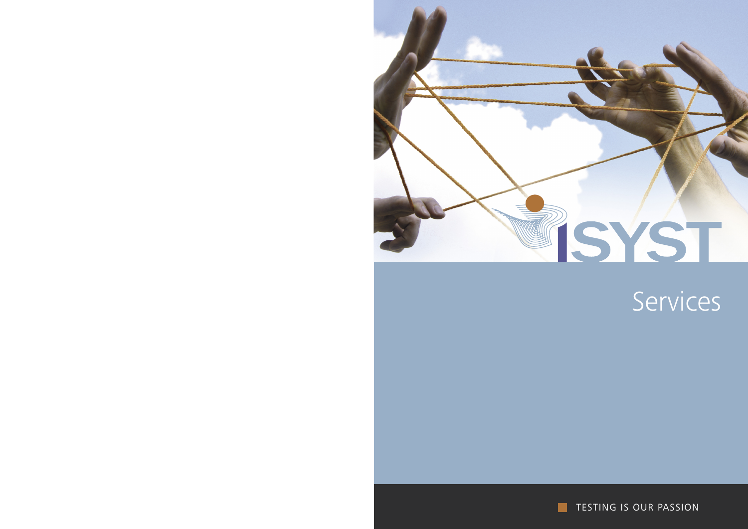ISYST

# Services

TESTING IS OUR PASSION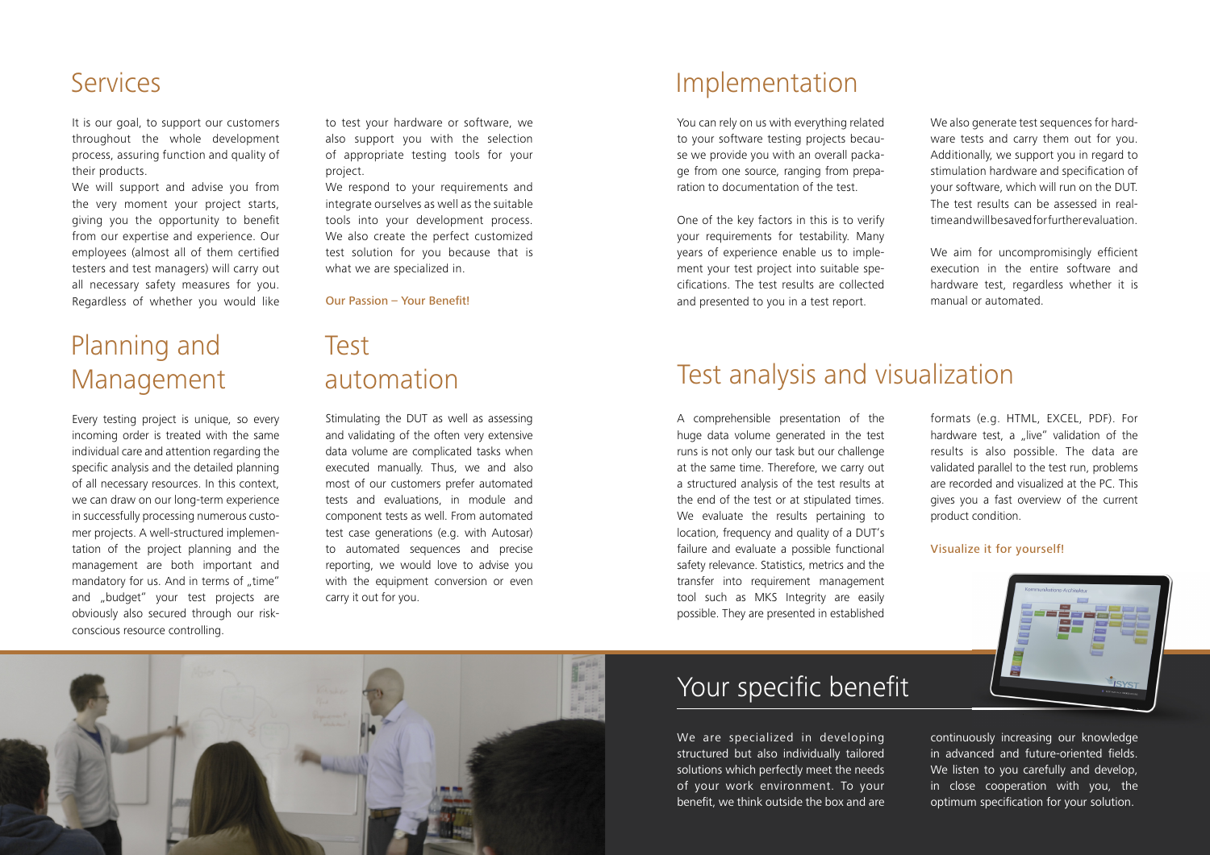## Services

It is our goal, to support our customers throughout the whole development process, assuring function and quality of their products.

We will support and advise you from the very moment your project starts, giving you the opportunity to benefit from our expertise and experience. Our employees (almost all of them certified testers and test managers) will carry out all necessary safety measures for you. Regardless of whether you would like to test your hardware or software, we also support you with the selection of appropriate testing tools for your project.

We respond to your requirements and integrate ourselves as well as the suitable tools into your development process. We also create the perfect customized test solution for you because that is what we are specialized in.

Our Passion – Your Benefit!

## Planning and Management

Every testing project is unique, so every incoming order is treated with the same individual care and attention regarding the specific analysis and the detailed planning of all necessary resources. In this context, we can draw on our long-term experience in successfully processing numerous customer projects. A well-structured implementation of the project planning and the management are both important and mandatory for us. And in terms of „time" and „budget" your test projects are obviously also secured through our risk-conscious resource controlling.

## Test automation

Stimulating the DUT as well as assessing and validating of the often very extensive data volume are complicated tasks when executed manually. Thus, we and also most of our customers prefer automated tests and evaluations, in module and component tests as well. From automated test case generations (e.g. with Autosar) to automated sequences and precise reporting, we would love to advise you with the equipment conversion or even carry it out for you.

## Implementation

You can rely on us with everything related to your software testing projects because we provide you with an overall package from one source, ranging from preparation to documentation of the test.

One of the key factors in this is to verify your requirements for testability. Many years of experience enable us to implement your test project into suitable specifications. The test results are collected and presented to you in a test report.

We also generate test sequences for hardware tests and carry them out for you. Additionally, we support you in regard to stimulation hardware and specification of your software, which will run on the DUT. The test results can be assessed in real-time and will be saved for further evaluation.

We aim for uncompromisingly efficient execution in the entire software and hardware test, regardless whether it is manual or automated.

## Test analysis and visualization

A comprehensible presentation of the huge data volume generated in the test runs is not only our task but our challenge at the same time. Therefore, we carry out a structured analysis of the test results at the end of the test or at stipulated times. We evaluate the results pertaining to location, frequency and quality of a DUT's failure and evaluate a possible functional safety relevance. Statistics, metrics and the transfer into requirement management tool such as MKS Integrity are easily possible. They are presented in established formats (e.g. HTML, EXCEL, PDF). For hardware test, a „live" validation of the results is also possible. The data are validated parallel to the test run, problems are recorded and visualized at the PC. This gives you a fast overview of the current product condition.

Visualize it for yourself!

## Your specific benefit

We are specialized in developing structured but also individually tailored solutions which perfectly meet the needs of your work environment. To your benefit, we think outside the box and are continuously increasing our knowledge in advanced and future-oriented fields. We listen to you carefully and develop, in close cooperation with you, the optimum specification for your solution.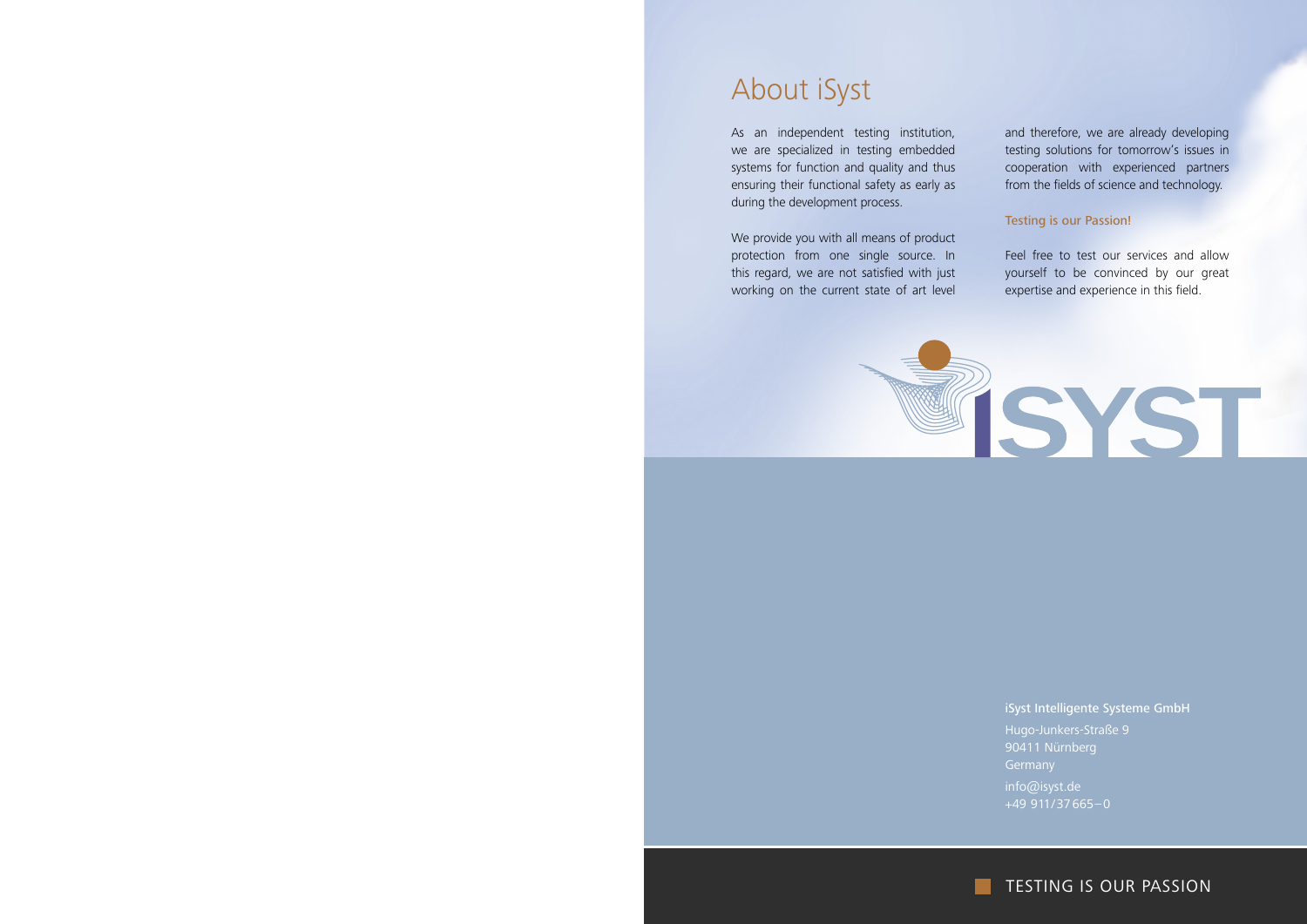# About iSyst

As an independent testing institution, we are specialized in testing embedded systems for function and quality and thus ensuring their functional safety as early as during the development process.

We provide you with all means of product protection from one single source. In this regard, we are not satisfied with just working on the current state of art level and therefore, we are already developing testing solutions for tomorrow's issues in cooperation with experienced partners from the fields of science and technology.

**Testing is our Passion!**

Feel free to test our services and allow yourself to be convinced by our great expertise and experience in this field.

ISYST

**iSyst Intelligente Systeme GmbH**

Hugo-Junkers-Straße 9
90411 Nürnberg
Germany

info@isyst.de
+49 911/37 665–0

TESTING IS OUR PASSION